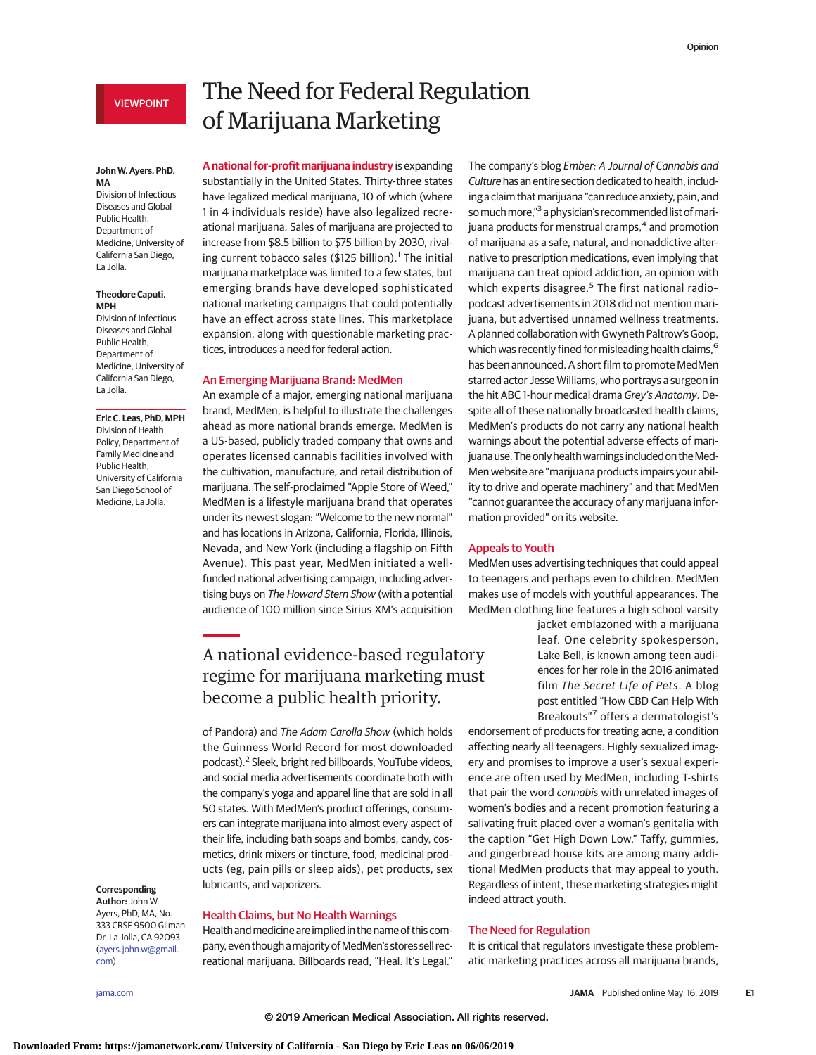VIEWPOINT

# The Need for Federal Regulation of Marijuana Marketing

**John W. Ayers, PhD, MA**
Division of Infectious Diseases and Global Public Health, Department of Medicine, University of California San Diego, La Jolla.

**Theodore Caputi, MPH**
Division of Infectious Diseases and Global Public Health, Department of Medicine, University of California San Diego, La Jolla.

**Eric C. Leas, PhD, MPH**
Division of Health Policy, Department of Family Medicine and Public Health, University of California San Diego School of Medicine, La Jolla.

**Corresponding Author:** John W. Ayers, PhD, MA, No. 333 CRSF 9500 Gilman Dr, La Jolla, CA 92093 (ayers.john.w@gmail.com).

**A national for-profit marijuana industry** is expanding substantially in the United States. Thirty-three states have legalized medical marijuana, 10 of which (where 1 in 4 individuals reside) have also legalized recreational marijuana. Sales of marijuana are projected to increase from \$8.5 billion to \$75 billion by 2030, rivaling current tobacco sales (\$125 billion).[1] The initial marijuana marketplace was limited to a few states, but emerging brands have developed sophisticated national marketing campaigns that could potentially have an effect across state lines. This marketplace expansion, along with questionable marketing practices, introduces a need for federal action.

## An Emerging Marijuana Brand: MedMen

An example of a major, emerging national marijuana brand, MedMen, is helpful to illustrate the challenges ahead as more national brands emerge. MedMen is a US-based, publicly traded company that owns and operates licensed cannabis facilities involved with the cultivation, manufacture, and retail distribution of marijuana. The self-proclaimed "Apple Store of Weed," MedMen is a lifestyle marijuana brand that operates under its newest slogan: "Welcome to the new normal" and has locations in Arizona, California, Florida, Illinois, Nevada, and New York (including a flagship on Fifth Avenue). This past year, MedMen initiated a well-funded national advertising campaign, including advertising buys on *The Howard Stern Show* (with a potential audience of 100 million since Sirius XM's acquisition of Pandora) and *The Adam Carolla Show* (which holds the Guinness World Record for most downloaded podcast).[2] Sleek, bright red billboards, YouTube videos, and social media advertisements coordinate both with the company's yoga and apparel line that are sold in all 50 states. With MedMen's product offerings, consumers can integrate marijuana into almost every aspect of their life, including bath soaps and bombs, candy, cosmetics, drink mixers or tincture, food, medicinal products (eg, pain pills or sleep aids), pet products, sex lubricants, and vaporizers.

> A national evidence-based regulatory regime for marijuana marketing must become a public health priority.

## Health Claims, but No Health Warnings

Health and medicine are implied in the name of this company, even though a majority of MedMen's stores sell recreational marijuana. Billboards read, "Heal. It's Legal." The company's blog *Ember: A Journal of Cannabis and Culture* has an entire section dedicated to health, including a claim that marijuana "can reduce anxiety, pain, and so much more,"[3] a physician's recommended list of marijuana products for menstrual cramps,[4] and promotion of marijuana as a safe, natural, and nonaddictive alternative to prescription medications, even implying that marijuana can treat opioid addiction, an opinion with which experts disagree.[5] The first national radio-podcast advertisements in 2018 did not mention marijuana, but advertised unnamed wellness treatments. A planned collaboration with Gwyneth Paltrow's Goop, which was recently fined for misleading health claims,[6] has been announced. A short film to promote MedMen starred actor Jesse Williams, who portrays a surgeon in the hit ABC 1-hour medical drama *Grey's Anatomy*. Despite all of these nationally broadcasted health claims, MedMen's products do not carry any national health warnings about the potential adverse effects of marijuana use. The only health warnings included on the MedMen website are "marijuana products impairs your ability to drive and operate machinery" and that MedMen "cannot guarantee the accuracy of any marijuana information provided" on its website.

## Appeals to Youth

MedMen uses advertising techniques that could appeal to teenagers and perhaps even to children. MedMen makes use of models with youthful appearances. The MedMen clothing line features a high school varsity jacket emblazoned with a marijuana leaf. One celebrity spokesperson, Lake Bell, is known among teen audiences for her role in the 2016 animated film *The Secret Life of Pets*. A blog post entitled "How CBD Can Help With Breakouts"[7] offers a dermatologist's endorsement of products for treating acne, a condition affecting nearly all teenagers. Highly sexualized imagery and promises to improve a user's sexual experience are often used by MedMen, including T-shirts that pair the word *cannabis* with unrelated images of women's bodies and a recent promotion featuring a salivating fruit placed over a woman's genitalia with the caption "Get High Down Low." Taffy, gummies, and gingerbread house kits are among many additional MedMen products that may appeal to youth. Regardless of intent, these marketing strategies might indeed attract youth.

## The Need for Regulation

It is critical that regulators investigate these problematic marketing practices across all marijuana brands,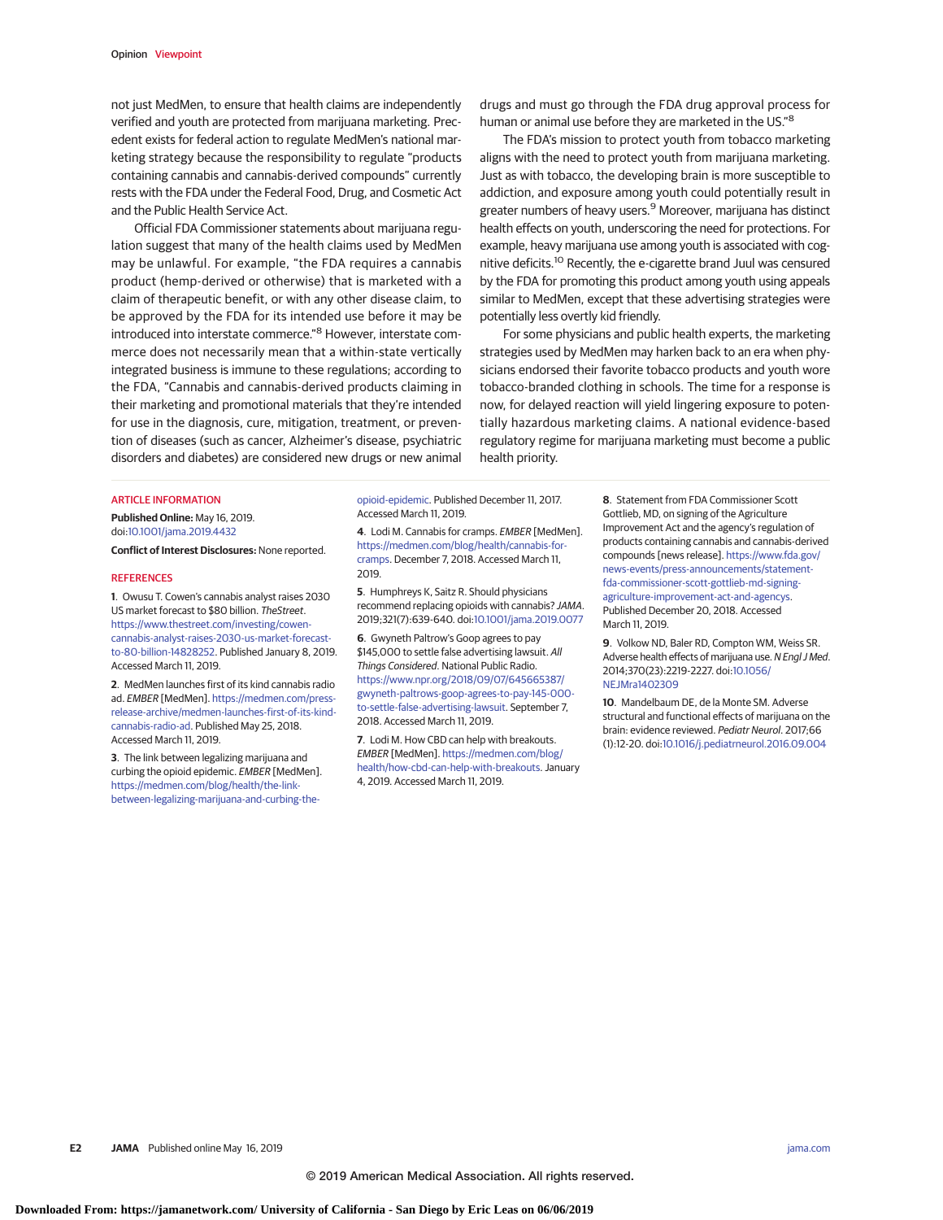not just MedMen, to ensure that health claims are independently verified and youth are protected from marijuana marketing. Precedent exists for federal action to regulate MedMen's national marketing strategy because the responsibility to regulate "products containing cannabis and cannabis-derived compounds" currently rests with the FDA under the Federal Food, Drug, and Cosmetic Act and the Public Health Service Act.

Official FDA Commissioner statements about marijuana regulation suggest that many of the health claims used by MedMen may be unlawful. For example, "the FDA requires a cannabis product (hemp-derived or otherwise) that is marketed with a claim of therapeutic benefit, or with any other disease claim, to be approved by the FDA for its intended use before it may be introduced into interstate commerce."[8] However, interstate commerce does not necessarily mean that a within-state vertically integrated business is immune to these regulations; according to the FDA, "Cannabis and cannabis-derived products claiming in their marketing and promotional materials that they're intended for use in the diagnosis, cure, mitigation, treatment, or prevention of diseases (such as cancer, Alzheimer's disease, psychiatric disorders and diabetes) are considered new drugs or new animal drugs and must go through the FDA drug approval process for human or animal use before they are marketed in the US."[8]

The FDA's mission to protect youth from tobacco marketing aligns with the need to protect youth from marijuana marketing. Just as with tobacco, the developing brain is more susceptible to addiction, and exposure among youth could potentially result in greater numbers of heavy users.[9] Moreover, marijuana has distinct health effects on youth, underscoring the need for protections. For example, heavy marijuana use among youth is associated with cognitive deficits.[10] Recently, the e-cigarette brand Juul was censured by the FDA for promoting this product among youth using appeals similar to MedMen, except that these advertising strategies were potentially less overtly kid friendly.

For some physicians and public health experts, the marketing strategies used by MedMen may harken back to an era when physicians endorsed their favorite tobacco products and youth wore tobacco-branded clothing in schools. The time for a response is now, for delayed reaction will yield lingering exposure to potentially hazardous marketing claims. A national evidence-based regulatory regime for marijuana marketing must become a public health priority.

## ARTICLE INFORMATION

**Published Online:** May 16, 2019. doi:10.1001/jama.2019.4432

**Conflict of Interest Disclosures:** None reported.

## REFERENCES

1. Owusu T. Cowen's cannabis analyst raises 2030 US market forecast to $80 billion. *TheStreet*. https://www.thestreet.com/investing/cowen-cannabis-analyst-raises-2030-us-market-forecast-to-80-billion-14828252. Published January 8, 2019. Accessed March 11, 2019.

2. MedMen launches first of its kind cannabis radio ad. *EMBER* [MedMen]. https://medmen.com/press-release-archive/medmen-launches-first-of-its-kind-cannabis-radio-ad. Published May 25, 2018. Accessed March 11, 2019.

3. The link between legalizing marijuana and curbing the opioid epidemic. *EMBER* [MedMen]. https://medmen.com/blog/health/the-link-between-legalizing-marijuana-and-curbing-the-opioid-epidemic. Published December 11, 2017. Accessed March 11, 2019.

4. Lodi M. Cannabis for cramps. *EMBER* [MedMen]. https://medmen.com/blog/health/cannabis-for-cramps. December 7, 2018. Accessed March 11, 2019.

5. Humphreys K, Saitz R. Should physicians recommend replacing opioids with cannabis? *JAMA*. 2019;321(7):639-640. doi:10.1001/jama.2019.0077

6. Gwyneth Paltrow's Goop agrees to pay $145,000 to settle false advertising lawsuit. *All Things Considered*. National Public Radio. https://www.npr.org/2018/09/07/645665387/gwyneth-paltrows-goop-agrees-to-pay-145-000-to-settle-false-advertising-lawsuit. September 7, 2018. Accessed March 11, 2019.

7. Lodi M. How CBD can help with breakouts. *EMBER* [MedMen]. https://medmen.com/blog/health/how-cbd-can-help-with-breakouts. January 4, 2019. Accessed March 11, 2019.

8. Statement from FDA Commissioner Scott Gottlieb, MD, on signing of the Agriculture Improvement Act and the agency's regulation of products containing cannabis and cannabis-derived compounds [news release]. https://www.fda.gov/news-events/press-announcements/statement-fda-commissioner-scott-gottlieb-md-signing-agriculture-improvement-act-and-agencys. Published December 20, 2018. Accessed March 11, 2019.

9. Volkow ND, Baler RD, Compton WM, Weiss SR. Adverse health effects of marijuana use. *N Engl J Med*. 2014;370(23):2219-2227. doi:10.1056/NEJMra1402309

10. Mandelbaum DE, de la Monte SM. Adverse structural and functional effects of marijuana on the brain: evidence reviewed. *Pediatr Neurol*. 2017;66(1):12-20. doi:10.1016/j.pediatrneurol.2016.09.004